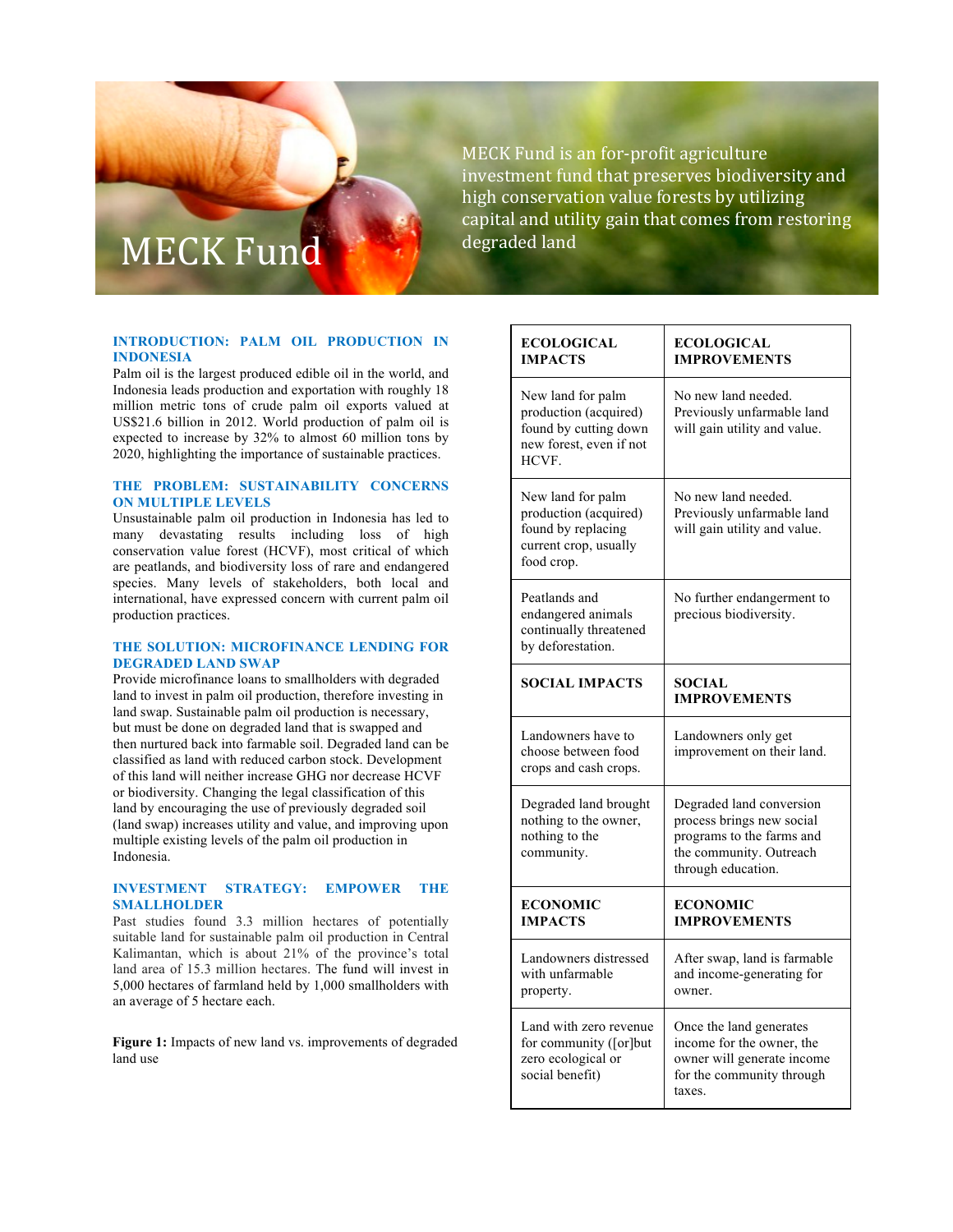# MECK Fund

MECK Fund is an for-profit agriculture investment fund that preserves biodiversity and high conservation value forests by utilizing capital and utility gain that comes from restoring degraded land

## INTRODUCTION: PALM OIL PRODUCTION IN INDONESIA

Palm oil is the largest produced edible oil in the world, and Indonesia leads production and exportation with roughly 18 million metric tons of crude palm oil exports valued at US$21.6 billion in 2012. World production of palm oil is expected to increase by 32% to almost 60 million tons by 2020, highlighting the importance of sustainable practices.

## THE PROBLEM: SUSTAINABILITY CONCERNS ON MULTIPLE LEVELS

Unsustainable palm oil production in Indonesia has led to many devastating results including loss of high conservation value forest (HCVF), most critical of which are peatlands, and biodiversity loss of rare and endangered species. Many levels of stakeholders, both local and international, have expressed concern with current palm oil production practices.

## THE SOLUTION: MICROFINANCE LENDING FOR DEGRADED LAND SWAP

Provide microfinance loans to smallholders with degraded land to invest in palm oil production, therefore investing in land swap. Sustainable palm oil production is necessary, but must be done on degraded land that is swapped and then nurtured back into farmable soil. Degraded land can be classified as land with reduced carbon stock. Development of this land will neither increase GHG nor decrease HCVF or biodiversity. Changing the legal classification of this land by encouraging the use of previously degraded soil (land swap) increases utility and value, and improving upon multiple existing levels of the palm oil production in Indonesia.

## INVESTMENT STRATEGY: EMPOWER THE SMALLHOLDER

Past studies found 3.3 million hectares of potentially suitable land for sustainable palm oil production in Central Kalimantan, which is about 21% of the province's total land area of 15.3 million hectares. The fund will invest in 5,000 hectares of farmland held by 1,000 smallholders with an average of 5 hectare each.

**Figure 1:** Impacts of new land vs. improvements of degraded land use

| **ECOLOGICAL IMPACTS** | **ECOLOGICAL IMPROVEMENTS** |
|---|---|
| New land for palm production (acquired) found by cutting down new forest, even if not HCVF. | No new land needed. Previously unfarmable land will gain utility and value. |
| New land for palm production (acquired) found by replacing current crop, usually food crop. | No new land needed. Previously unfarmable land will gain utility and value. |
| Peatlands and endangered animals continually threatened by deforestation. | No further endangerment to precious biodiversity. |
| **SOCIAL IMPACTS** | **SOCIAL IMPROVEMENTS** |
| Landowners have to choose between food crops and cash crops. | Landowners only get improvement on their land. |
| Degraded land brought nothing to the owner, nothing to the community. | Degraded land conversion process brings new social programs to the farms and the community. Outreach through education. |
| **ECONOMIC IMPACTS** | **ECONOMIC IMPROVEMENTS** |
| Landowners distressed with unfarmable property. | After swap, land is farmable and income-generating for owner. |
| Land with zero revenue for community ([or]but zero ecological or social benefit) | Once the land generates income for the owner, the owner will generate income for the community through taxes. |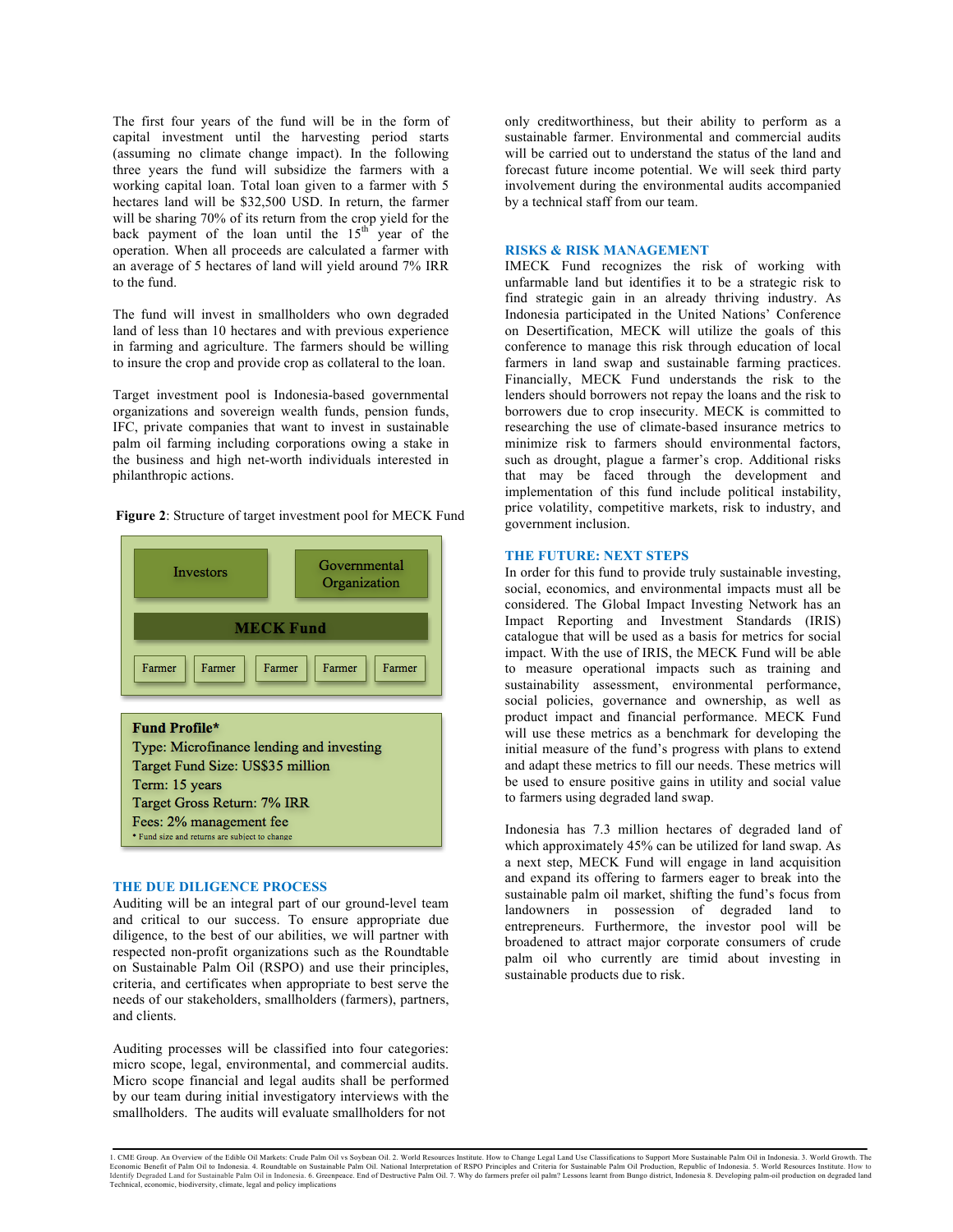The first four years of the fund will be in the form of capital investment until the harvesting period starts (assuming no climate change impact). In the following three years the fund will subsidize the farmers with a working capital loan. Total loan given to a farmer with 5 hectares land will be $32,500 USD. In return, the farmer will be sharing 70% of its return from the crop yield for the back payment of the loan until the 15th year of the operation. When all proceeds are calculated a farmer with an average of 5 hectares of land will yield around 7% IRR to the fund.

The fund will invest in smallholders who own degraded land of less than 10 hectares and with previous experience in farming and agriculture. The farmers should be willing to insure the crop and provide crop as collateral to the loan.

Target investment pool is Indonesia-based governmental organizations and sovereign wealth funds, pension funds, IFC, private companies that want to invest in sustainable palm oil farming including corporations owing a stake in the business and high net-worth individuals interested in philanthropic actions.

**Figure 2**: Structure of target investment pool for MECK Fund

Investors

Governmental Organization

MECK Fund

Farmer

Farmer

Farmer

Farmer

Farmer

**Fund Profile***

Type: Microfinance lending and investing

Target Fund Size: US$35 million

Term: 15 years

Target Gross Return: 7% IRR

Fees: 2% management fee

* Fund size and returns are subject to change

## THE DUE DILIGENCE PROCESS

Auditing will be an integral part of our ground-level team and critical to our success. To ensure appropriate due diligence, to the best of our abilities, we will partner with respected non-profit organizations such as the Roundtable on Sustainable Palm Oil (RSPO) and use their principles, criteria, and certificates when appropriate to best serve the needs of our stakeholders, smallholders (farmers), partners, and clients.

Auditing processes will be classified into four categories: micro scope, legal, environmental, and commercial audits. Micro scope financial and legal audits shall be performed by our team during initial investigatory interviews with the smallholders. The audits will evaluate smallholders for not only creditworthiness, but their ability to perform as a sustainable farmer. Environmental and commercial audits will be carried out to understand the status of the land and forecast future income potential. We will seek third party involvement during the environmental audits accompanied by a technical staff from our team.

## RISKS & RISK MANAGEMENT

IMECK Fund recognizes the risk of working with unfarmable land but identifies it to be a strategic risk to find strategic gain in an already thriving industry. As Indonesia participated in the United Nations' Conference on Desertification, MECK will utilize the goals of this conference to manage this risk through education of local farmers in land swap and sustainable farming practices. Financially, MECK Fund understands the risk to the lenders should borrowers not repay the loans and the risk to borrowers due to crop insecurity. MECK is committed to researching the use of climate-based insurance metrics to minimize risk to farmers should environmental factors, such as drought, plague a farmer's crop. Additional risks that may be faced through the development and implementation of this fund include political instability, price volatility, competitive markets, risk to industry, and government inclusion.

## THE FUTURE: NEXT STEPS

In order for this fund to provide truly sustainable investing, social, economics, and environmental impacts must all be considered. The Global Impact Investing Network has an Impact Reporting and Investment Standards (IRIS) catalogue that will be used as a basis for metrics for social impact. With the use of IRIS, the MECK Fund will be able to measure operational impacts such as training and sustainability assessment, environmental performance, social policies, governance and ownership, as well as product impact and financial performance. MECK Fund will use these metrics as a benchmark for developing the initial measure of the fund's progress with plans to extend and adapt these metrics to fill our needs. These metrics will be used to ensure positive gains in utility and social value to farmers using degraded land swap.

Indonesia has 7.3 million hectares of degraded land of which approximately 45% can be utilized for land swap. As a next step, MECK Fund will engage in land acquisition and expand its offering to farmers eager to break into the sustainable palm oil market, shifting the fund's focus from landowners in possession of degraded land to entrepreneurs. Furthermore, the investor pool will be broadened to attract major corporate consumers of crude palm oil who currently are timid about investing in sustainable products due to risk.

1. CME Group. An Overview of the Edible Oil Markets: Crude Palm Oil vs Soybean Oil. 2. World Resources Institute. How to Change Legal Land Use Classifications to Support More Sustainable Palm Oil in Indonesia. 3. World Growth. The Economic Benefit of Palm Oil to Indonesia. 4. Roundtable on Sustainable Palm Oil. National Interpretation of RSPO Principles and Criteria for Sustainable Palm Oil Production, Republic of Indonesia. 5. World Resources Institute. How to Identify Degraded Land for Sustainable Palm Oil in Indonesia. 6. Greenpeace. End of Destructive Palm Oil. 7. Why do farmers prefer oil palm? Lessons learnt from Bungo district, Indonesia 8. Developing palm-oil production on degraded land Technical, economic, biodiversity, climate, legal and policy implications